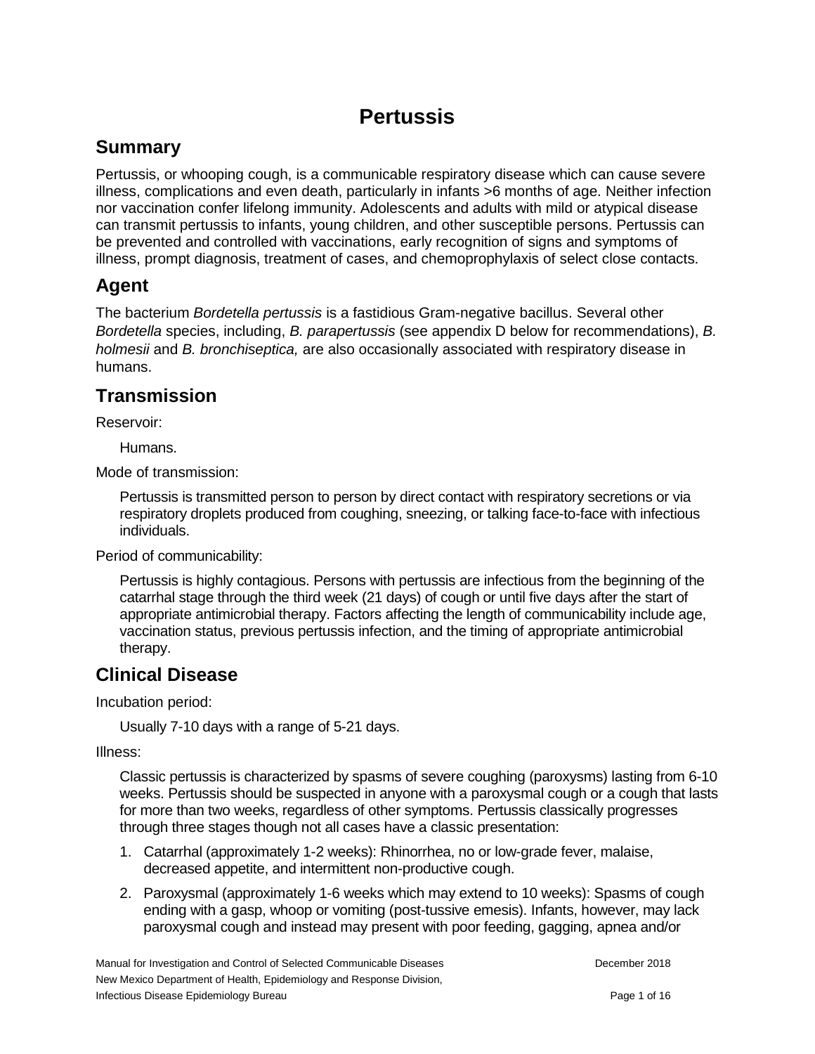# Pertussis

## Summary

Pertussis, or whooping cough, is a communicable respiratory disease which can cause severe illness, complications and even death, particularly in infants >6 months of age. Neither infection nor vaccination confer lifelong immunity. Adolescents and adults with mild or atypical disease can transmit pertussis to infants, young children, and other susceptible persons. Pertussis can be prevented and controlled with vaccinations, early recognition of signs and symptoms of illness, prompt diagnosis, treatment of cases, and chemoprophylaxis of select close contacts.

## Agent

The bacterium *Bordetella pertussis* is a fastidious Gram-negative bacillus. Several other *Bordetella* species, including, *B. parapertussis* (see appendix D below for recommendations), *B. holmesii* and *B. bronchiseptica,* are also occasionally associated with respiratory disease in humans.

## Transmission

Reservoir:

Humans.

Mode of transmission:

Pertussis is transmitted person to person by direct contact with respiratory secretions or via respiratory droplets produced from coughing, sneezing, or talking face-to-face with infectious individuals.

Period of communicability:

Pertussis is highly contagious. Persons with pertussis are infectious from the beginning of the catarrhal stage through the third week (21 days) of cough or until five days after the start of appropriate antimicrobial therapy. Factors affecting the length of communicability include age, vaccination status, previous pertussis infection, and the timing of appropriate antimicrobial therapy.

## Clinical Disease

Incubation period:

Usually 7-10 days with a range of 5-21 days.

Illness:

Classic pertussis is characterized by spasms of severe coughing (paroxysms) lasting from 6-10 weeks. Pertussis should be suspected in anyone with a paroxysmal cough or a cough that lasts for more than two weeks, regardless of other symptoms. Pertussis classically progresses through three stages though not all cases have a classic presentation:

1. Catarrhal (approximately 1-2 weeks): Rhinorrhea, no or low-grade fever, malaise, decreased appetite, and intermittent non-productive cough.
2. Paroxysmal (approximately 1-6 weeks which may extend to 10 weeks): Spasms of cough ending with a gasp, whoop or vomiting (post-tussive emesis). Infants, however, may lack paroxysmal cough and instead may present with poor feeding, gagging, apnea and/or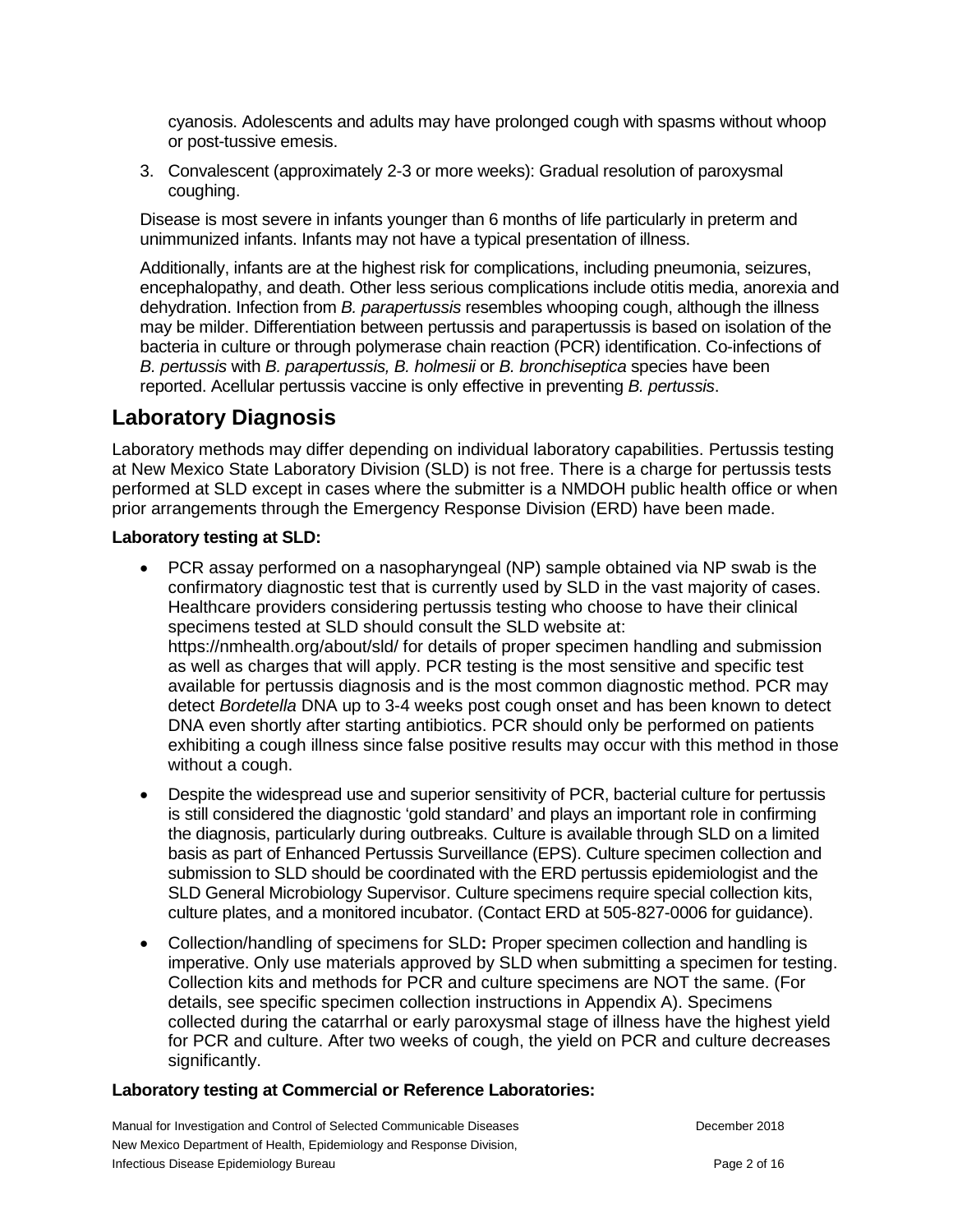cyanosis. Adolescents and adults may have prolonged cough with spasms without whoop or post-tussive emesis.

3. Convalescent (approximately 2-3 or more weeks): Gradual resolution of paroxysmal coughing.

Disease is most severe in infants younger than 6 months of life particularly in preterm and unimmunized infants. Infants may not have a typical presentation of illness.

Additionally, infants are at the highest risk for complications, including pneumonia, seizures, encephalopathy, and death. Other less serious complications include otitis media, anorexia and dehydration. Infection from *B. parapertussis* resembles whooping cough, although the illness may be milder. Differentiation between pertussis and parapertussis is based on isolation of the bacteria in culture or through polymerase chain reaction (PCR) identification. Co-infections of *B. pertussis* with *B. parapertussis, B. holmesii* or *B. bronchiseptica* species have been reported. Acellular pertussis vaccine is only effective in preventing *B. pertussis*.

## Laboratory Diagnosis

Laboratory methods may differ depending on individual laboratory capabilities. Pertussis testing at New Mexico State Laboratory Division (SLD) is not free. There is a charge for pertussis tests performed at SLD except in cases where the submitter is a NMDOH public health office or when prior arrangements through the Emergency Response Division (ERD) have been made.

**Laboratory testing at SLD:**

- PCR assay performed on a nasopharyngeal (NP) sample obtained via NP swab is the confirmatory diagnostic test that is currently used by SLD in the vast majority of cases. Healthcare providers considering pertussis testing who choose to have their clinical specimens tested at SLD should consult the SLD website at: https://nmhealth.org/about/sld/ for details of proper specimen handling and submission as well as charges that will apply. PCR testing is the most sensitive and specific test available for pertussis diagnosis and is the most common diagnostic method. PCR may detect *Bordetella* DNA up to 3-4 weeks post cough onset and has been known to detect DNA even shortly after starting antibiotics. PCR should only be performed on patients exhibiting a cough illness since false positive results may occur with this method in those without a cough.
- Despite the widespread use and superior sensitivity of PCR, bacterial culture for pertussis is still considered the diagnostic 'gold standard' and plays an important role in confirming the diagnosis, particularly during outbreaks. Culture is available through SLD on a limited basis as part of Enhanced Pertussis Surveillance (EPS). Culture specimen collection and submission to SLD should be coordinated with the ERD pertussis epidemiologist and the SLD General Microbiology Supervisor. Culture specimens require special collection kits, culture plates, and a monitored incubator. (Contact ERD at 505-827-0006 for guidance).
- Collection/handling of specimens for SLD**:** Proper specimen collection and handling is imperative. Only use materials approved by SLD when submitting a specimen for testing. Collection kits and methods for PCR and culture specimens are NOT the same. (For details, see specific specimen collection instructions in Appendix A). Specimens collected during the catarrhal or early paroxysmal stage of illness have the highest yield for PCR and culture. After two weeks of cough, the yield on PCR and culture decreases significantly.

**Laboratory testing at Commercial or Reference Laboratories:**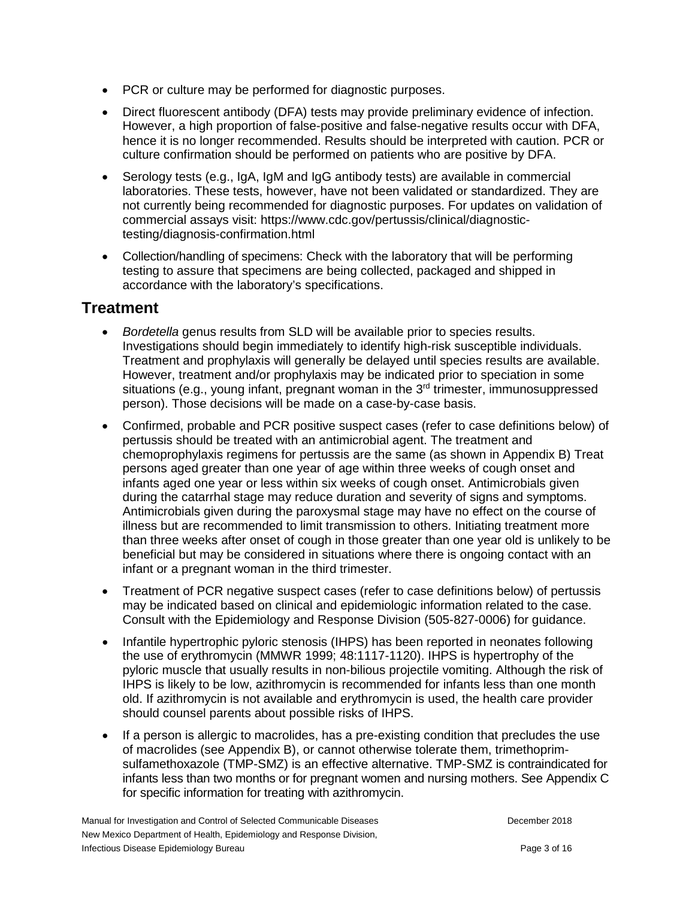- PCR or culture may be performed for diagnostic purposes.
- Direct fluorescent antibody (DFA) tests may provide preliminary evidence of infection. However, a high proportion of false-positive and false-negative results occur with DFA, hence it is no longer recommended. Results should be interpreted with caution. PCR or culture confirmation should be performed on patients who are positive by DFA.
- Serology tests (e.g., IgA, IgM and IgG antibody tests) are available in commercial laboratories. These tests, however, have not been validated or standardized. They are not currently being recommended for diagnostic purposes. For updates on validation of commercial assays visit: https://www.cdc.gov/pertussis/clinical/diagnostic-testing/diagnosis-confirmation.html
- Collection/handling of specimens: Check with the laboratory that will be performing testing to assure that specimens are being collected, packaged and shipped in accordance with the laboratory's specifications.

## Treatment

- *Bordetella* genus results from SLD will be available prior to species results. Investigations should begin immediately to identify high-risk susceptible individuals. Treatment and prophylaxis will generally be delayed until species results are available. However, treatment and/or prophylaxis may be indicated prior to speciation in some situations (e.g., young infant, pregnant woman in the 3rd trimester, immunosuppressed person). Those decisions will be made on a case-by-case basis.
- Confirmed, probable and PCR positive suspect cases (refer to case definitions below) of pertussis should be treated with an antimicrobial agent. The treatment and chemoprophylaxis regimens for pertussis are the same (as shown in Appendix B) Treat persons aged greater than one year of age within three weeks of cough onset and infants aged one year or less within six weeks of cough onset. Antimicrobials given during the catarrhal stage may reduce duration and severity of signs and symptoms. Antimicrobials given during the paroxysmal stage may have no effect on the course of illness but are recommended to limit transmission to others. Initiating treatment more than three weeks after onset of cough in those greater than one year old is unlikely to be beneficial but may be considered in situations where there is ongoing contact with an infant or a pregnant woman in the third trimester.
- Treatment of PCR negative suspect cases (refer to case definitions below) of pertussis may be indicated based on clinical and epidemiologic information related to the case. Consult with the Epidemiology and Response Division (505-827-0006) for guidance.
- Infantile hypertrophic pyloric stenosis (IHPS) has been reported in neonates following the use of erythromycin (MMWR 1999; 48:1117-1120). IHPS is hypertrophy of the pyloric muscle that usually results in non-bilious projectile vomiting. Although the risk of IHPS is likely to be low, azithromycin is recommended for infants less than one month old. If azithromycin is not available and erythromycin is used, the health care provider should counsel parents about possible risks of IHPS.
- If a person is allergic to macrolides, has a pre-existing condition that precludes the use of macrolides (see Appendix B), or cannot otherwise tolerate them, trimethoprim-sulfamethoxazole (TMP-SMZ) is an effective alternative. TMP-SMZ is contraindicated for infants less than two months or for pregnant women and nursing mothers. See Appendix C for specific information for treating with azithromycin.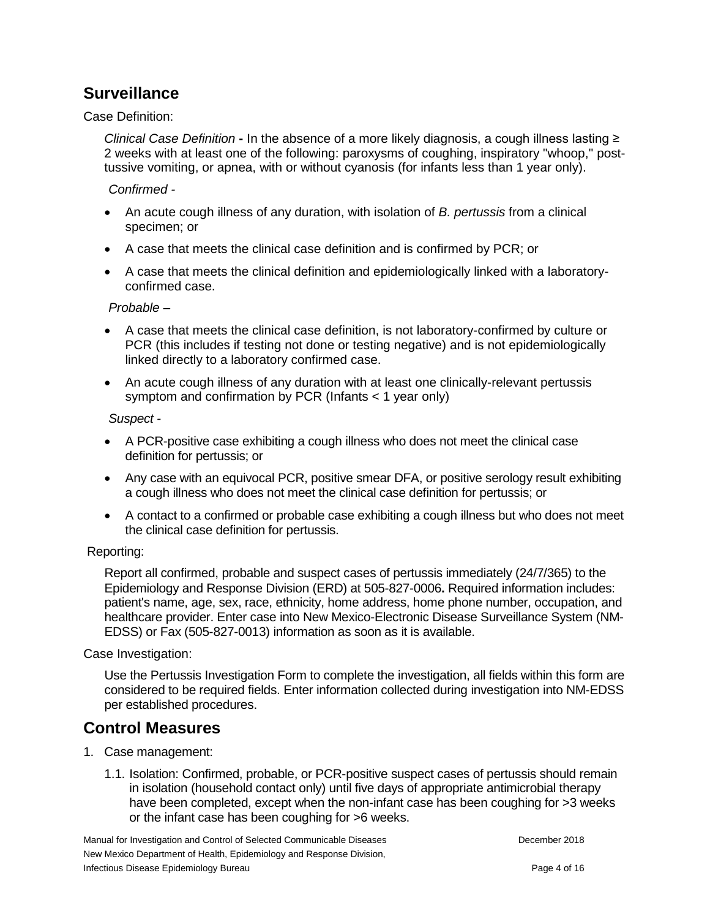## Surveillance

Case Definition:

*Clinical Case Definition* **-** In the absence of a more likely diagnosis, a cough illness lasting ≥ 2 weeks with at least one of the following: paroxysms of coughing, inspiratory "whoop," post-tussive vomiting, or apnea, with or without cyanosis (for infants less than 1 year only).

*Confirmed -*

- An acute cough illness of any duration, with isolation of *B. pertussis* from a clinical specimen; or
- A case that meets the clinical case definition and is confirmed by PCR; or
- A case that meets the clinical definition and epidemiologically linked with a laboratory-confirmed case.

*Probable –*

- A case that meets the clinical case definition, is not laboratory-confirmed by culture or PCR (this includes if testing not done or testing negative) and is not epidemiologically linked directly to a laboratory confirmed case.
- An acute cough illness of any duration with at least one clinically-relevant pertussis symptom and confirmation by PCR (Infants < 1 year only)

*Suspect -*

- A PCR-positive case exhibiting a cough illness who does not meet the clinical case definition for pertussis; or
- Any case with an equivocal PCR, positive smear DFA, or positive serology result exhibiting a cough illness who does not meet the clinical case definition for pertussis; or
- A contact to a confirmed or probable case exhibiting a cough illness but who does not meet the clinical case definition for pertussis.

Reporting:

Report all confirmed, probable and suspect cases of pertussis immediately (24/7/365) to the Epidemiology and Response Division (ERD) at 505-827-0006**.** Required information includes: patient's name, age, sex, race, ethnicity, home address, home phone number, occupation, and healthcare provider. Enter case into New Mexico-Electronic Disease Surveillance System (NM-EDSS) or Fax (505-827-0013) information as soon as it is available.

Case Investigation:

Use the Pertussis Investigation Form to complete the investigation, all fields within this form are considered to be required fields. Enter information collected during investigation into NM-EDSS per established procedures.

## Control Measures

1. Case management:

   1.1. Isolation: Confirmed, probable, or PCR-positive suspect cases of pertussis should remain in isolation (household contact only) until five days of appropriate antimicrobial therapy have been completed, except when the non-infant case has been coughing for >3 weeks or the infant case has been coughing for >6 weeks.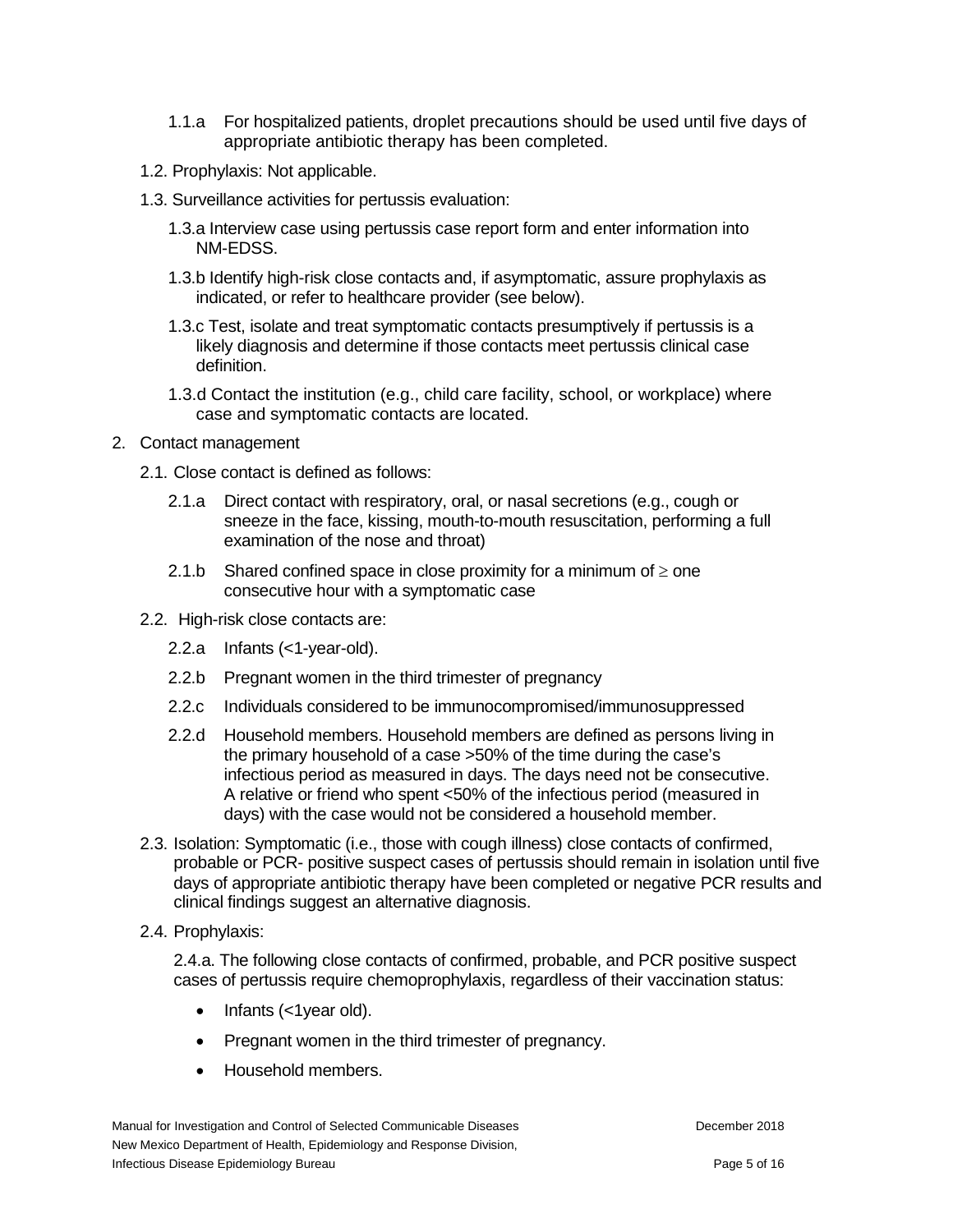1.1.a For hospitalized patients, droplet precautions should be used until five days of appropriate antibiotic therapy has been completed.

1.2. Prophylaxis: Not applicable.

1.3. Surveillance activities for pertussis evaluation:

1.3.a Interview case using pertussis case report form and enter information into NM-EDSS.

1.3.b Identify high-risk close contacts and, if asymptomatic, assure prophylaxis as indicated, or refer to healthcare provider (see below).

1.3.c Test, isolate and treat symptomatic contacts presumptively if pertussis is a likely diagnosis and determine if those contacts meet pertussis clinical case definition.

1.3.d Contact the institution (e.g., child care facility, school, or workplace) where case and symptomatic contacts are located.

2. Contact management

2.1. Close contact is defined as follows:

2.1.a Direct contact with respiratory, oral, or nasal secretions (e.g., cough or sneeze in the face, kissing, mouth-to-mouth resuscitation, performing a full examination of the nose and throat)

2.1.b Shared confined space in close proximity for a minimum of ≥ one consecutive hour with a symptomatic case

2.2. High-risk close contacts are:

2.2.a Infants (<1-year-old).

2.2.b Pregnant women in the third trimester of pregnancy

2.2.c Individuals considered to be immunocompromised/immunosuppressed

2.2.d Household members. Household members are defined as persons living in the primary household of a case >50% of the time during the case's infectious period as measured in days. The days need not be consecutive. A relative or friend who spent <50% of the infectious period (measured in days) with the case would not be considered a household member.

2.3. Isolation: Symptomatic (i.e., those with cough illness) close contacts of confirmed, probable or PCR- positive suspect cases of pertussis should remain in isolation until five days of appropriate antibiotic therapy have been completed or negative PCR results and clinical findings suggest an alternative diagnosis.

2.4. Prophylaxis:

2.4.a. The following close contacts of confirmed, probable, and PCR positive suspect cases of pertussis require chemoprophylaxis, regardless of their vaccination status:

- Infants (<1year old).
- Pregnant women in the third trimester of pregnancy.
- Household members.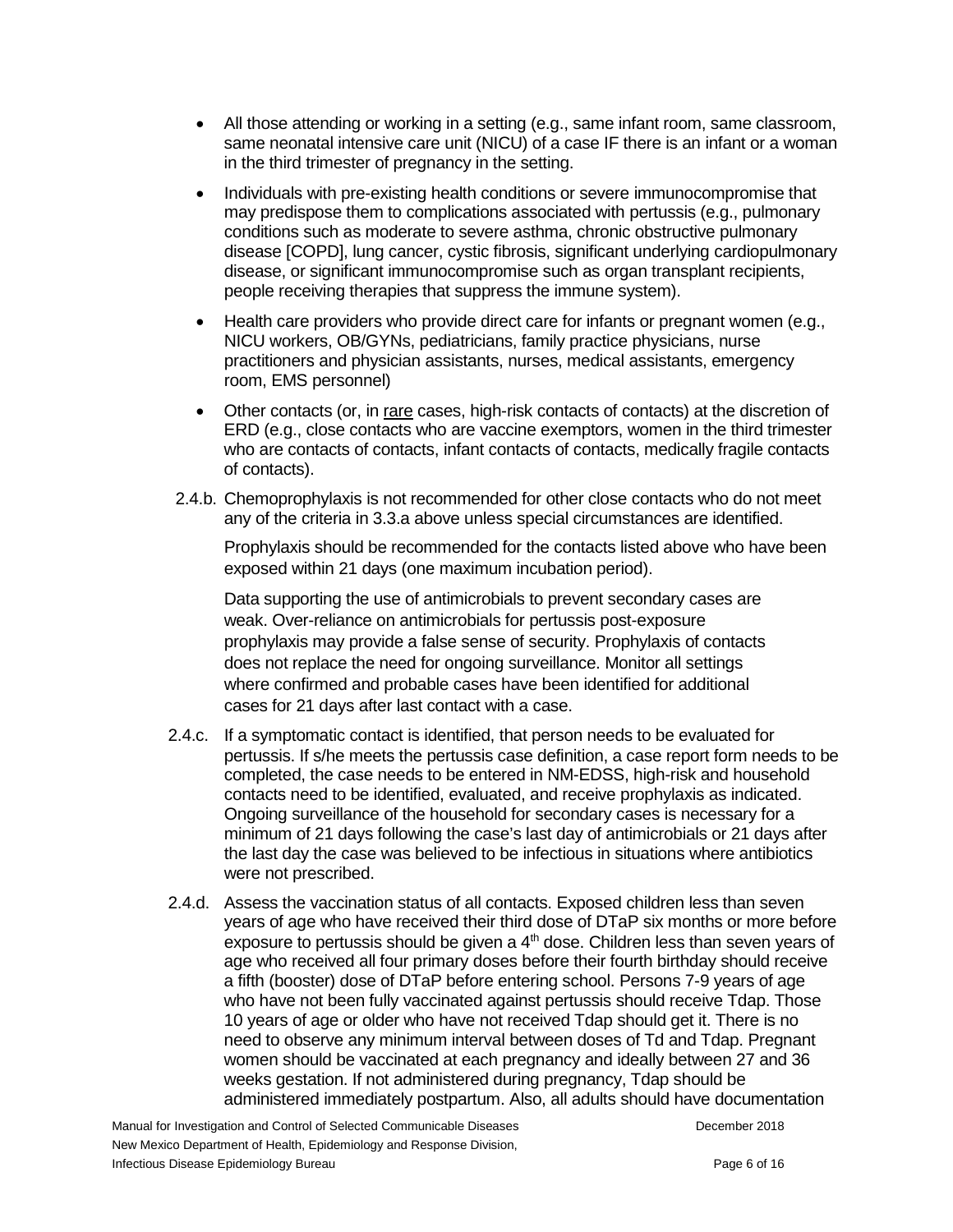- All those attending or working in a setting (e.g., same infant room, same classroom, same neonatal intensive care unit (NICU) of a case IF there is an infant or a woman in the third trimester of pregnancy in the setting.
- Individuals with pre-existing health conditions or severe immunocompromise that may predispose them to complications associated with pertussis (e.g., pulmonary conditions such as moderate to severe asthma, chronic obstructive pulmonary disease [COPD], lung cancer, cystic fibrosis, significant underlying cardiopulmonary disease, or significant immunocompromise such as organ transplant recipients, people receiving therapies that suppress the immune system).
- Health care providers who provide direct care for infants or pregnant women (e.g., NICU workers, OB/GYNs, pediatricians, family practice physicians, nurse practitioners and physician assistants, nurses, medical assistants, emergency room, EMS personnel)
- Other contacts (or, in rare cases, high-risk contacts of contacts) at the discretion of ERD (e.g., close contacts who are vaccine exemptors, women in the third trimester who are contacts of contacts, infant contacts of contacts, medically fragile contacts of contacts).

2.4.b. Chemoprophylaxis is not recommended for other close contacts who do not meet any of the criteria in 3.3.a above unless special circumstances are identified.

Prophylaxis should be recommended for the contacts listed above who have been exposed within 21 days (one maximum incubation period).

Data supporting the use of antimicrobials to prevent secondary cases are weak. Over-reliance on antimicrobials for pertussis post-exposure prophylaxis may provide a false sense of security. Prophylaxis of contacts does not replace the need for ongoing surveillance. Monitor all settings where confirmed and probable cases have been identified for additional cases for 21 days after last contact with a case.

2.4.c. If a symptomatic contact is identified, that person needs to be evaluated for pertussis. If s/he meets the pertussis case definition, a case report form needs to be completed, the case needs to be entered in NM-EDSS, high-risk and household contacts need to be identified, evaluated, and receive prophylaxis as indicated. Ongoing surveillance of the household for secondary cases is necessary for a minimum of 21 days following the case's last day of antimicrobials or 21 days after the last day the case was believed to be infectious in situations where antibiotics were not prescribed.

2.4.d. Assess the vaccination status of all contacts. Exposed children less than seven years of age who have received their third dose of DTaP six months or more before exposure to pertussis should be given a 4th dose. Children less than seven years of age who received all four primary doses before their fourth birthday should receive a fifth (booster) dose of DTaP before entering school. Persons 7-9 years of age who have not been fully vaccinated against pertussis should receive Tdap. Those 10 years of age or older who have not received Tdap should get it. There is no need to observe any minimum interval between doses of Td and Tdap. Pregnant women should be vaccinated at each pregnancy and ideally between 27 and 36 weeks gestation. If not administered during pregnancy, Tdap should be administered immediately postpartum. Also, all adults should have documentation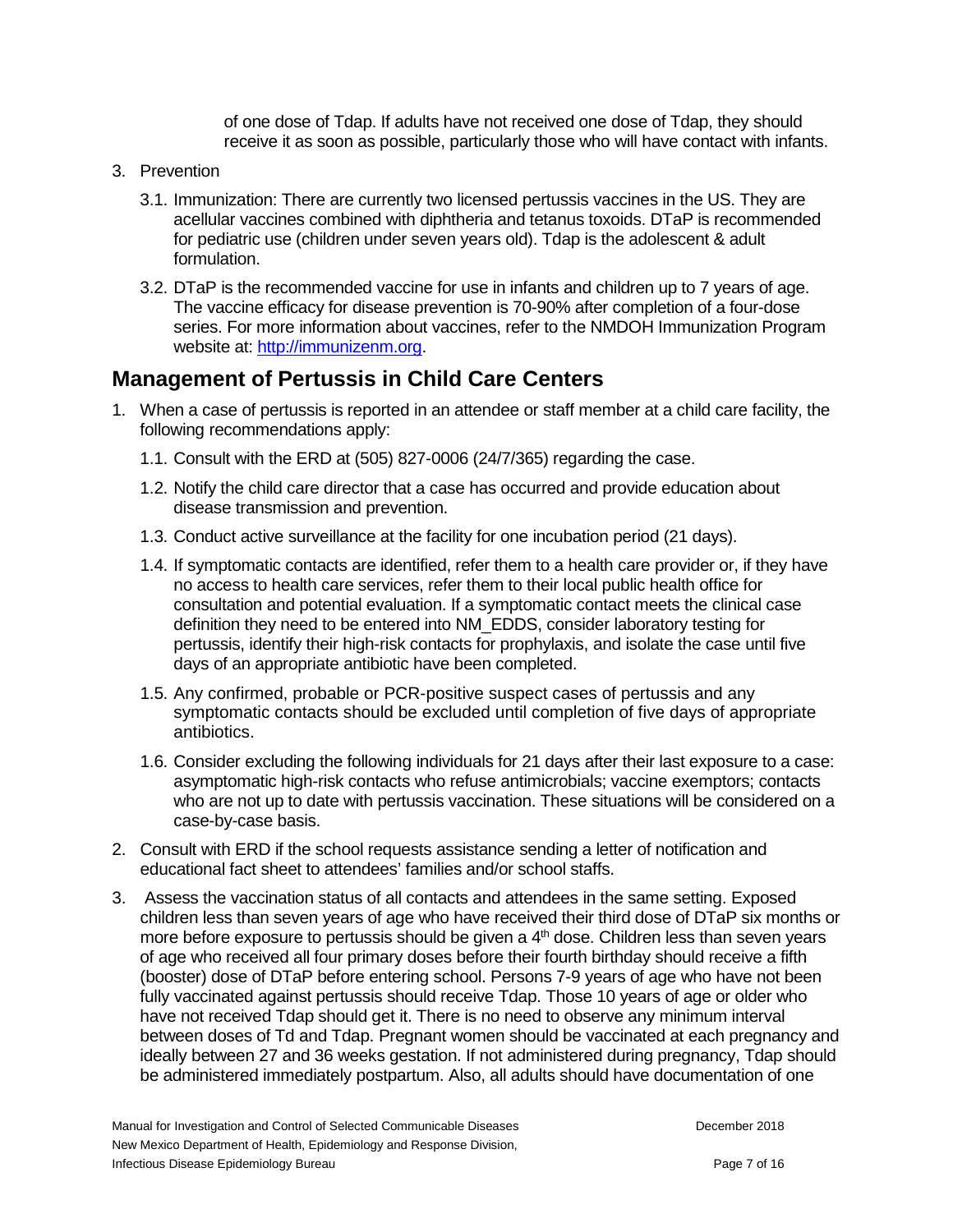of one dose of Tdap. If adults have not received one dose of Tdap, they should receive it as soon as possible, particularly those who will have contact with infants.

3. Prevention
   - 3.1. Immunization: There are currently two licensed pertussis vaccines in the US. They are acellular vaccines combined with diphtheria and tetanus toxoids. DTaP is recommended for pediatric use (children under seven years old). Tdap is the adolescent & adult formulation.
   - 3.2. DTaP is the recommended vaccine for use in infants and children up to 7 years of age. The vaccine efficacy for disease prevention is 70-90% after completion of a four-dose series. For more information about vaccines, refer to the NMDOH Immunization Program website at: [http://immunizenm.org](http://immunizenm.org).

## Management of Pertussis in Child Care Centers

1. When a case of pertussis is reported in an attendee or staff member at a child care facility, the following recommendations apply:
   - 1.1. Consult with the ERD at (505) 827-0006 (24/7/365) regarding the case.
   - 1.2. Notify the child care director that a case has occurred and provide education about disease transmission and prevention.
   - 1.3. Conduct active surveillance at the facility for one incubation period (21 days).
   - 1.4. If symptomatic contacts are identified, refer them to a health care provider or, if they have no access to health care services, refer them to their local public health office for consultation and potential evaluation. If a symptomatic contact meets the clinical case definition they need to be entered into NM_EDDS, consider laboratory testing for pertussis, identify their high-risk contacts for prophylaxis, and isolate the case until five days of an appropriate antibiotic have been completed.
   - 1.5. Any confirmed, probable or PCR-positive suspect cases of pertussis and any symptomatic contacts should be excluded until completion of five days of appropriate antibiotics.
   - 1.6. Consider excluding the following individuals for 21 days after their last exposure to a case: asymptomatic high-risk contacts who refuse antimicrobials; vaccine exemptors; contacts who are not up to date with pertussis vaccination. These situations will be considered on a case-by-case basis.
2. Consult with ERD if the school requests assistance sending a letter of notification and educational fact sheet to attendees' families and/or school staffs.
3. Assess the vaccination status of all contacts and attendees in the same setting. Exposed children less than seven years of age who have received their third dose of DTaP six months or more before exposure to pertussis should be given a 4th dose. Children less than seven years of age who received all four primary doses before their fourth birthday should receive a fifth (booster) dose of DTaP before entering school. Persons 7-9 years of age who have not been fully vaccinated against pertussis should receive Tdap. Those 10 years of age or older who have not received Tdap should get it. There is no need to observe any minimum interval between doses of Td and Tdap. Pregnant women should be vaccinated at each pregnancy and ideally between 27 and 36 weeks gestation. If not administered during pregnancy, Tdap should be administered immediately postpartum. Also, all adults should have documentation of one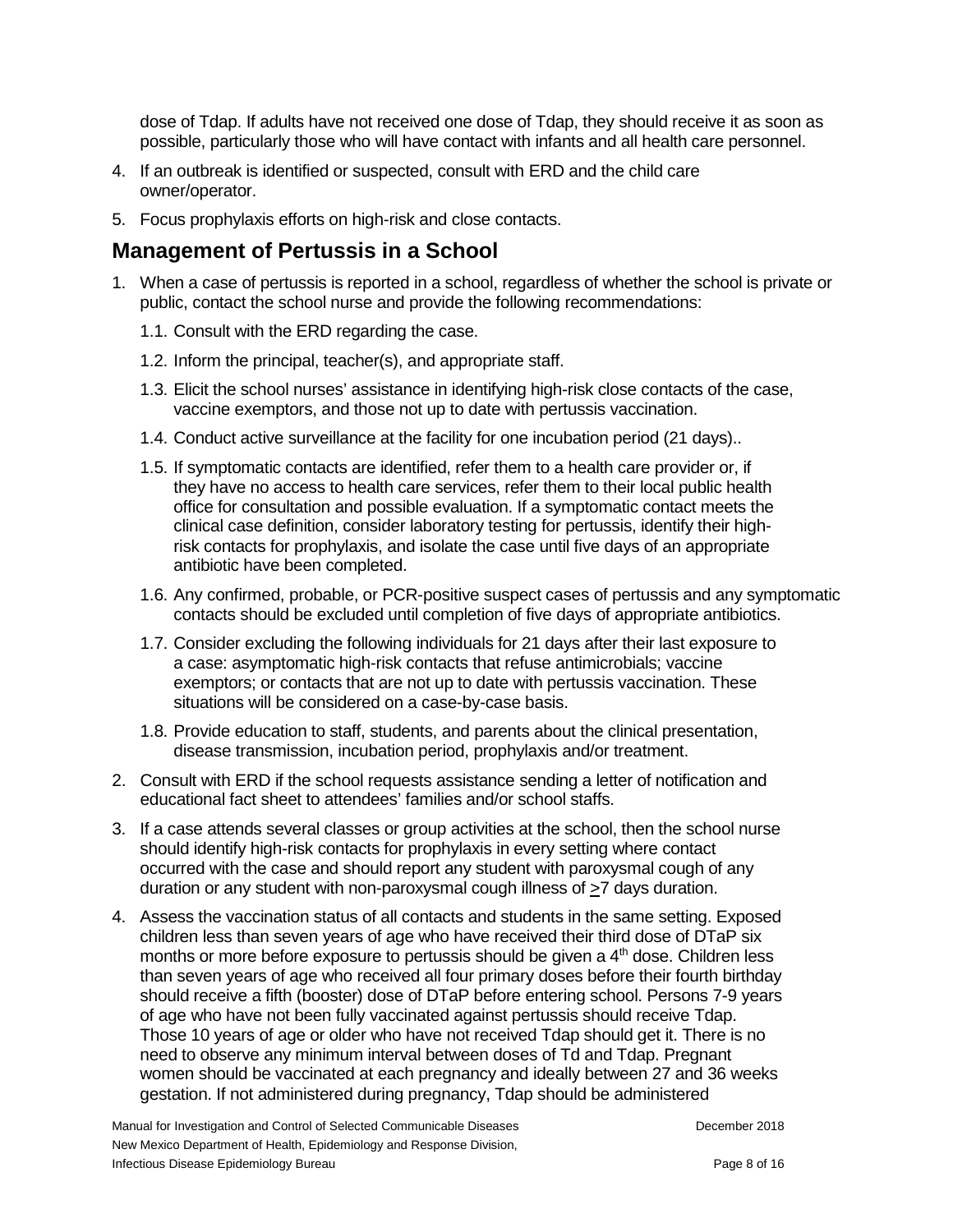dose of Tdap. If adults have not received one dose of Tdap, they should receive it as soon as possible, particularly those who will have contact with infants and all health care personnel.

4. If an outbreak is identified or suspected, consult with ERD and the child care owner/operator.
5. Focus prophylaxis efforts on high-risk and close contacts.

## Management of Pertussis in a School

1. When a case of pertussis is reported in a school, regardless of whether the school is private or public, contact the school nurse and provide the following recommendations:
   1.1. Consult with the ERD regarding the case.
   1.2. Inform the principal, teacher(s), and appropriate staff.
   1.3. Elicit the school nurses' assistance in identifying high-risk close contacts of the case, vaccine exemptors, and those not up to date with pertussis vaccination.
   1.4. Conduct active surveillance at the facility for one incubation period (21 days)..
   1.5. If symptomatic contacts are identified, refer them to a health care provider or, if they have no access to health care services, refer them to their local public health office for consultation and possible evaluation. If a symptomatic contact meets the clinical case definition, consider laboratory testing for pertussis, identify their high-risk contacts for prophylaxis, and isolate the case until five days of an appropriate antibiotic have been completed.
   1.6. Any confirmed, probable, or PCR-positive suspect cases of pertussis and any symptomatic contacts should be excluded until completion of five days of appropriate antibiotics.
   1.7. Consider excluding the following individuals for 21 days after their last exposure to a case: asymptomatic high-risk contacts that refuse antimicrobials; vaccine exemptors; or contacts that are not up to date with pertussis vaccination. These situations will be considered on a case-by-case basis.
   1.8. Provide education to staff, students, and parents about the clinical presentation, disease transmission, incubation period, prophylaxis and/or treatment.
2. Consult with ERD if the school requests assistance sending a letter of notification and educational fact sheet to attendees' families and/or school staffs.
3. If a case attends several classes or group activities at the school, then the school nurse should identify high-risk contacts for prophylaxis in every setting where contact occurred with the case and should report any student with paroxysmal cough of any duration or any student with non-paroxysmal cough illness of ≥7 days duration.
4. Assess the vaccination status of all contacts and students in the same setting. Exposed children less than seven years of age who have received their third dose of DTaP six months or more before exposure to pertussis should be given a 4th dose. Children less than seven years of age who received all four primary doses before their fourth birthday should receive a fifth (booster) dose of DTaP before entering school. Persons 7-9 years of age who have not been fully vaccinated against pertussis should receive Tdap. Those 10 years of age or older who have not received Tdap should get it. There is no need to observe any minimum interval between doses of Td and Tdap. Pregnant women should be vaccinated at each pregnancy and ideally between 27 and 36 weeks gestation. If not administered during pregnancy, Tdap should be administered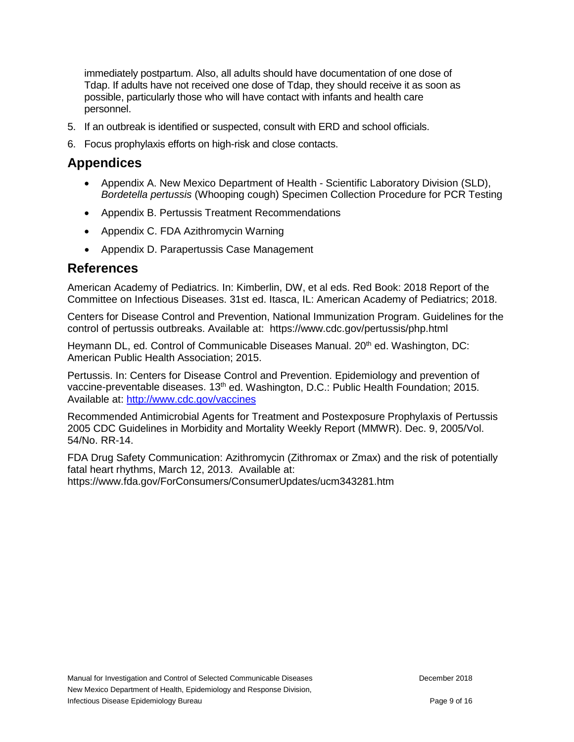immediately postpartum. Also, all adults should have documentation of one dose of Tdap. If adults have not received one dose of Tdap, they should receive it as soon as possible, particularly those who will have contact with infants and health care personnel.

5. If an outbreak is identified or suspected, consult with ERD and school officials.
6. Focus prophylaxis efforts on high-risk and close contacts.

## Appendices

- Appendix A. New Mexico Department of Health - Scientific Laboratory Division (SLD), *Bordetella pertussis* (Whooping cough) Specimen Collection Procedure for PCR Testing
- Appendix B. Pertussis Treatment Recommendations
- Appendix C. FDA Azithromycin Warning
- Appendix D. Parapertussis Case Management

## References

American Academy of Pediatrics. In: Kimberlin, DW, et al eds. Red Book: 2018 Report of the Committee on Infectious Diseases. 31st ed. Itasca, IL: American Academy of Pediatrics; 2018.

Centers for Disease Control and Prevention, National Immunization Program. Guidelines for the control of pertussis outbreaks. Available at: https://www.cdc.gov/pertussis/php.html

Heymann DL, ed. Control of Communicable Diseases Manual. 20th ed. Washington, DC: American Public Health Association; 2015.

Pertussis. In: Centers for Disease Control and Prevention. Epidemiology and prevention of vaccine-preventable diseases. 13th ed. Washington, D.C.: Public Health Foundation; 2015. Available at: [http://www.cdc.gov/vaccines](http://www.cdc.gov/vaccines)

Recommended Antimicrobial Agents for Treatment and Postexposure Prophylaxis of Pertussis 2005 CDC Guidelines in Morbidity and Mortality Weekly Report (MMWR). Dec. 9, 2005/Vol. 54/No. RR-14.

FDA Drug Safety Communication: Azithromycin (Zithromax or Zmax) and the risk of potentially fatal heart rhythms, March 12, 2013. Available at: https://www.fda.gov/ForConsumers/ConsumerUpdates/ucm343281.htm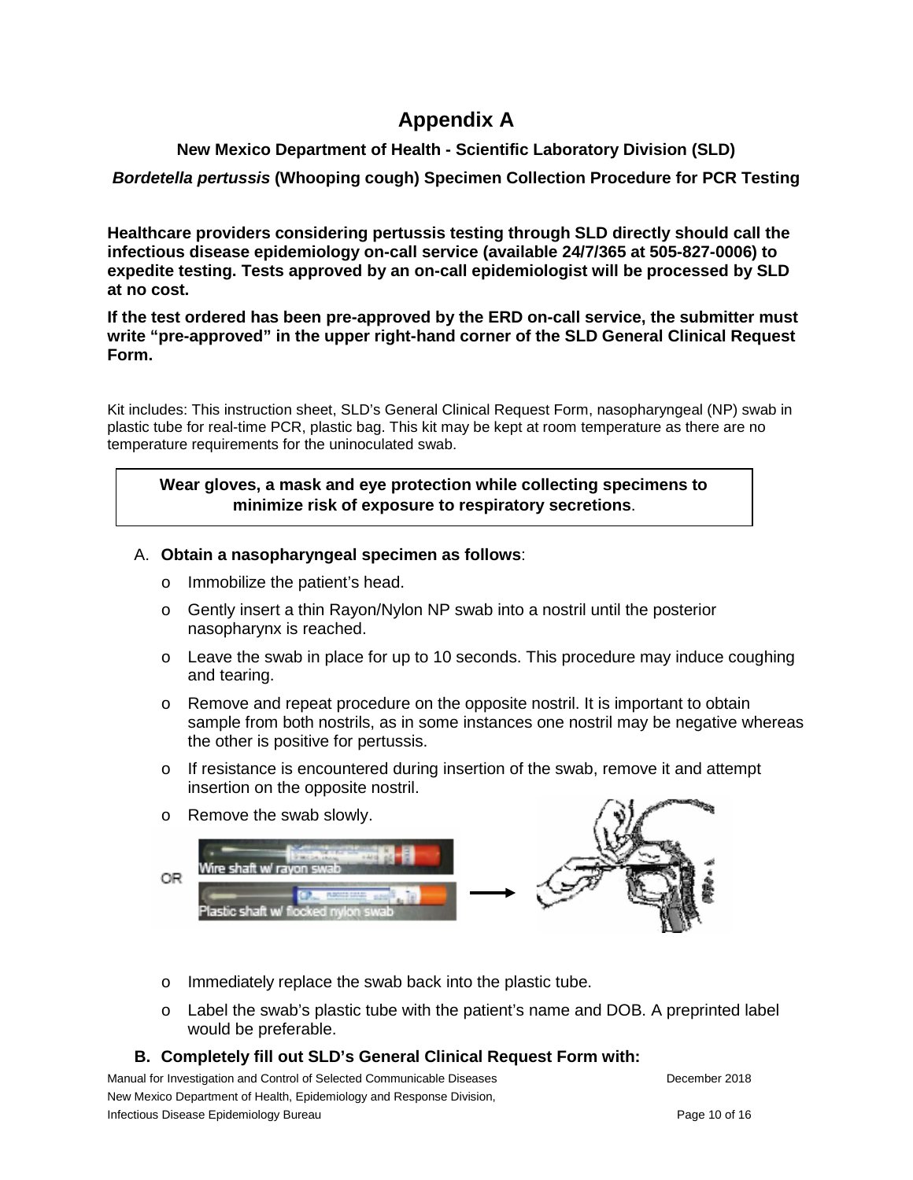# Appendix A

**New Mexico Department of Health - Scientific Laboratory Division (SLD)**

***Bordetella pertussis*** **(Whooping cough) Specimen Collection Procedure for PCR Testing**

**Healthcare providers considering pertussis testing through SLD directly should call the infectious disease epidemiology on-call service (available 24/7/365 at 505-827-0006) to expedite testing. Tests approved by an on-call epidemiologist will be processed by SLD at no cost.**

**If the test ordered has been pre-approved by the ERD on-call service, the submitter must write "pre-approved" in the upper right-hand corner of the SLD General Clinical Request Form.**

Kit includes: This instruction sheet, SLD's General Clinical Request Form, nasopharyngeal (NP) swab in plastic tube for real-time PCR, plastic bag. This kit may be kept at room temperature as there are no temperature requirements for the uninoculated swab.

**Wear gloves, a mask and eye protection while collecting specimens to minimize risk of exposure to respiratory secretions**.

A. **Obtain a nasopharyngeal specimen as follows**:
   - Immobilize the patient's head.
   - Gently insert a thin Rayon/Nylon NP swab into a nostril until the posterior nasopharynx is reached.
   - Leave the swab in place for up to 10 seconds. This procedure may induce coughing and tearing.
   - Remove and repeat procedure on the opposite nostril. It is important to obtain sample from both nostrils, as in some instances one nostril may be negative whereas the other is positive for pertussis.
   - If resistance is encountered during insertion of the swab, remove it and attempt insertion on the opposite nostril.
   - Remove the swab slowly.

Wire shaft w/ rayon swab

OR

Plastic shaft w/ flocked nylon swab

   - Immediately replace the swab back into the plastic tube.
   - Label the swab's plastic tube with the patient's name and DOB. A preprinted label would be preferable.

**B. Completely fill out SLD's General Clinical Request Form with:**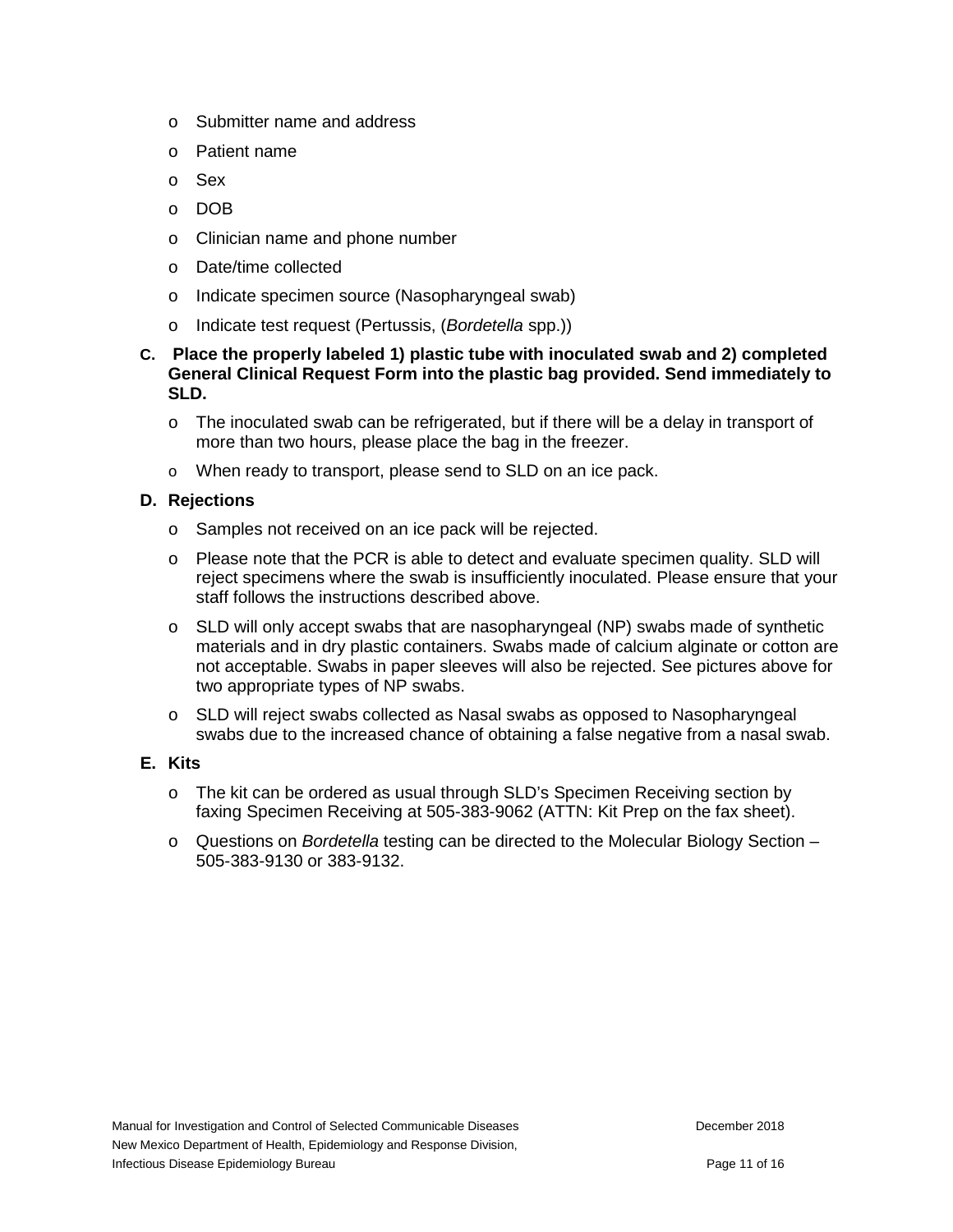- Submitter name and address
- Patient name
- Sex
- DOB
- Clinician name and phone number
- Date/time collected
- Indicate specimen source (Nasopharyngeal swab)
- Indicate test request (Pertussis, (*Bordetella* spp.))

**C. Place the properly labeled 1) plastic tube with inoculated swab and 2) completed General Clinical Request Form into the plastic bag provided. Send immediately to SLD.**

- The inoculated swab can be refrigerated, but if there will be a delay in transport of more than two hours, please place the bag in the freezer.
- When ready to transport, please send to SLD on an ice pack.

**D. Rejections**

- Samples not received on an ice pack will be rejected.
- Please note that the PCR is able to detect and evaluate specimen quality. SLD will reject specimens where the swab is insufficiently inoculated. Please ensure that your staff follows the instructions described above.
- SLD will only accept swabs that are nasopharyngeal (NP) swabs made of synthetic materials and in dry plastic containers. Swabs made of calcium alginate or cotton are not acceptable. Swabs in paper sleeves will also be rejected. See pictures above for two appropriate types of NP swabs.
- SLD will reject swabs collected as Nasal swabs as opposed to Nasopharyngeal swabs due to the increased chance of obtaining a false negative from a nasal swab.

**E. Kits**

- The kit can be ordered as usual through SLD's Specimen Receiving section by faxing Specimen Receiving at 505-383-9062 (ATTN: Kit Prep on the fax sheet).
- Questions on *Bordetella* testing can be directed to the Molecular Biology Section – 505-383-9130 or 383-9132.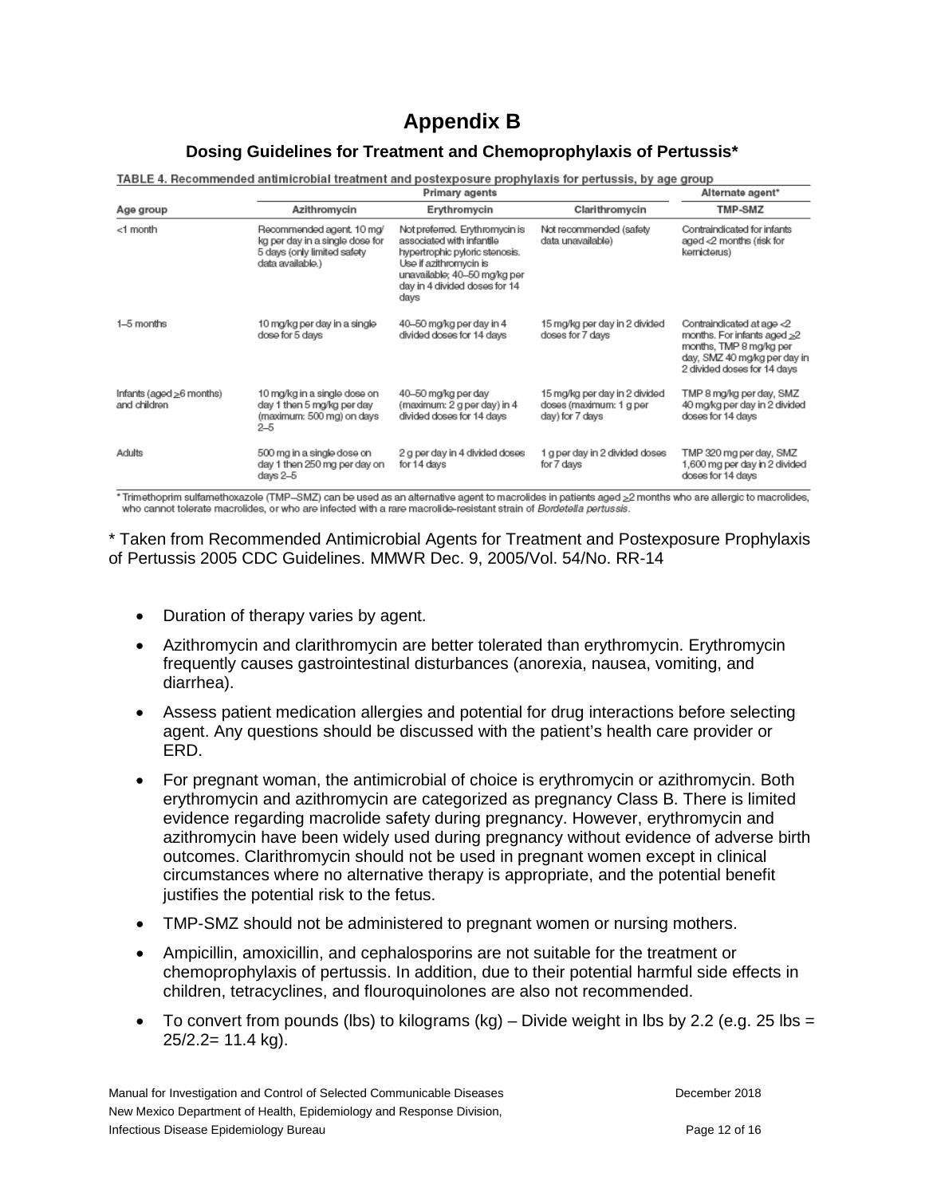# Appendix B

## Dosing Guidelines for Treatment and Chemoprophylaxis of Pertussis*

TABLE 4. Recommended antimicrobial treatment and postexposure prophylaxis for pertussis, by age group

| Age group | Primary agents | | | Alternate agent* |
|---|---|---|---|---|
| | Azithromycin | Erythromycin | Clarithromycin | TMP-SMZ |
| <1 month | Recommended agent. 10 mg/kg per day in a single dose for 5 days (only limited safety data available.) | Not preferred. Erythromycin is associated with infantile hypertrophic pyloric stenosis. Use if azithromycin is unavailable; 40–50 mg/kg per day in 4 divided doses for 14 days | Not recommended (safety data unavailable) | Contraindicated for infants aged <2 months (risk for kernicterus) |
| 1–5 months | 10 mg/kg per day in a single dose for 5 days | 40–50 mg/kg per day in 4 divided doses for 14 days | 15 mg/kg per day in 2 divided doses for 7 days | Contraindicated at age <2 months. For infants aged ≥2 months, TMP 8 mg/kg per day, SMZ 40 mg/kg per day in 2 divided doses for 14 days |
| Infants (aged ≥6 months) and children | 10 mg/kg in a single dose on day 1 then 5 mg/kg per day (maximum: 500 mg) on days 2–5 | 40–50 mg/kg per day (maximum: 2 g per day) in 4 divided doses for 14 days | 15 mg/kg per day in 2 divided doses (maximum: 1 g per day) for 7 days | TMP 8 mg/kg per day, SMZ 40 mg/kg per day in 2 divided doses for 14 days |
| Adults | 500 mg in a single dose on day 1 then 250 mg per day on days 2–5 | 2 g per day in 4 divided doses for 14 days | 1 g per day in 2 divided doses for 7 days | TMP 320 mg per day, SMZ 1,600 mg per day in 2 divided doses for 14 days |

* Trimethoprim sulfamethoxazole (TMP–SMZ) can be used as an alternative agent to macrolides in patients aged ≥2 months who are allergic to macrolides, who cannot tolerate macrolides, or who are infected with a rare macrolide-resistant strain of *Bordetella pertussis*.

* Taken from Recommended Antimicrobial Agents for Treatment and Postexposure Prophylaxis of Pertussis 2005 CDC Guidelines. MMWR Dec. 9, 2005/Vol. 54/No. RR-14

- Duration of therapy varies by agent.
- Azithromycin and clarithromycin are better tolerated than erythromycin. Erythromycin frequently causes gastrointestinal disturbances (anorexia, nausea, vomiting, and diarrhea).
- Assess patient medication allergies and potential for drug interactions before selecting agent. Any questions should be discussed with the patient's health care provider or ERD.
- For pregnant woman, the antimicrobial of choice is erythromycin or azithromycin. Both erythromycin and azithromycin are categorized as pregnancy Class B. There is limited evidence regarding macrolide safety during pregnancy. However, erythromycin and azithromycin have been widely used during pregnancy without evidence of adverse birth outcomes. Clarithromycin should not be used in pregnant women except in clinical circumstances where no alternative therapy is appropriate, and the potential benefit justifies the potential risk to the fetus.
- TMP-SMZ should not be administered to pregnant women or nursing mothers.
- Ampicillin, amoxicillin, and cephalosporins are not suitable for the treatment or chemoprophylaxis of pertussis. In addition, due to their potential harmful side effects in children, tetracyclines, and flouroquinolones are also not recommended.
- To convert from pounds (lbs) to kilograms (kg) – Divide weight in lbs by 2.2 (e.g. 25 lbs = 25/2.2= 11.4 kg).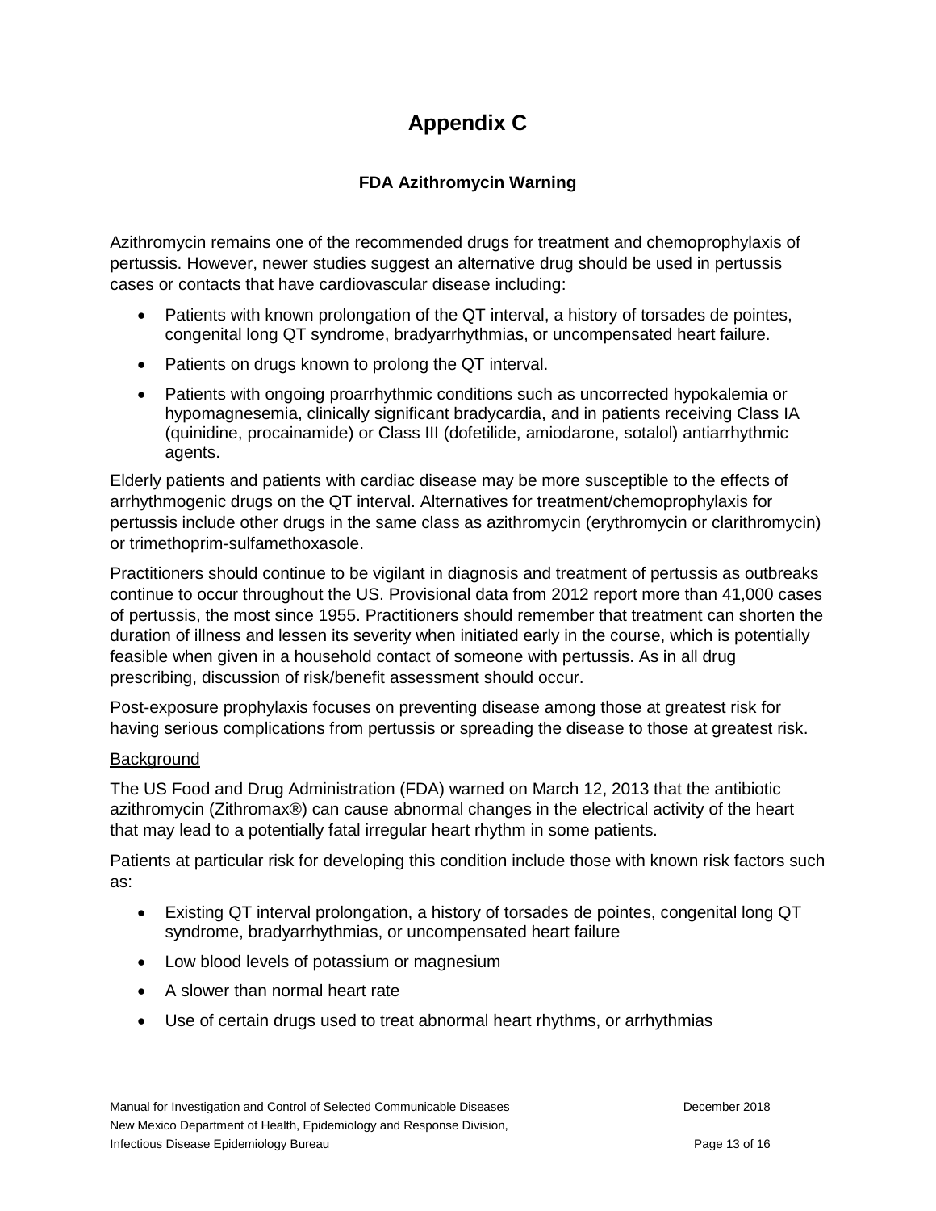# Appendix C

### FDA Azithromycin Warning

Azithromycin remains one of the recommended drugs for treatment and chemoprophylaxis of pertussis. However, newer studies suggest an alternative drug should be used in pertussis cases or contacts that have cardiovascular disease including:

- Patients with known prolongation of the QT interval, a history of torsades de pointes, congenital long QT syndrome, bradyarrhythmias, or uncompensated heart failure.
- Patients on drugs known to prolong the QT interval.
- Patients with ongoing proarrhythmic conditions such as uncorrected hypokalemia or hypomagnesemia, clinically significant bradycardia, and in patients receiving Class IA (quinidine, procainamide) or Class III (dofetilide, amiodarone, sotalol) antiarrhythmic agents.

Elderly patients and patients with cardiac disease may be more susceptible to the effects of arrhythmogenic drugs on the QT interval. Alternatives for treatment/chemoprophylaxis for pertussis include other drugs in the same class as azithromycin (erythromycin or clarithromycin) or trimethoprim-sulfamethoxasole.

Practitioners should continue to be vigilant in diagnosis and treatment of pertussis as outbreaks continue to occur throughout the US. Provisional data from 2012 report more than 41,000 cases of pertussis, the most since 1955. Practitioners should remember that treatment can shorten the duration of illness and lessen its severity when initiated early in the course, which is potentially feasible when given in a household contact of someone with pertussis. As in all drug prescribing, discussion of risk/benefit assessment should occur.

Post-exposure prophylaxis focuses on preventing disease among those at greatest risk for having serious complications from pertussis or spreading the disease to those at greatest risk.

Background

The US Food and Drug Administration (FDA) warned on March 12, 2013 that the antibiotic azithromycin (Zithromax®) can cause abnormal changes in the electrical activity of the heart that may lead to a potentially fatal irregular heart rhythm in some patients.

Patients at particular risk for developing this condition include those with known risk factors such as:

- Existing QT interval prolongation, a history of torsades de pointes, congenital long QT syndrome, bradyarrhythmias, or uncompensated heart failure
- Low blood levels of potassium or magnesium
- A slower than normal heart rate
- Use of certain drugs used to treat abnormal heart rhythms, or arrhythmias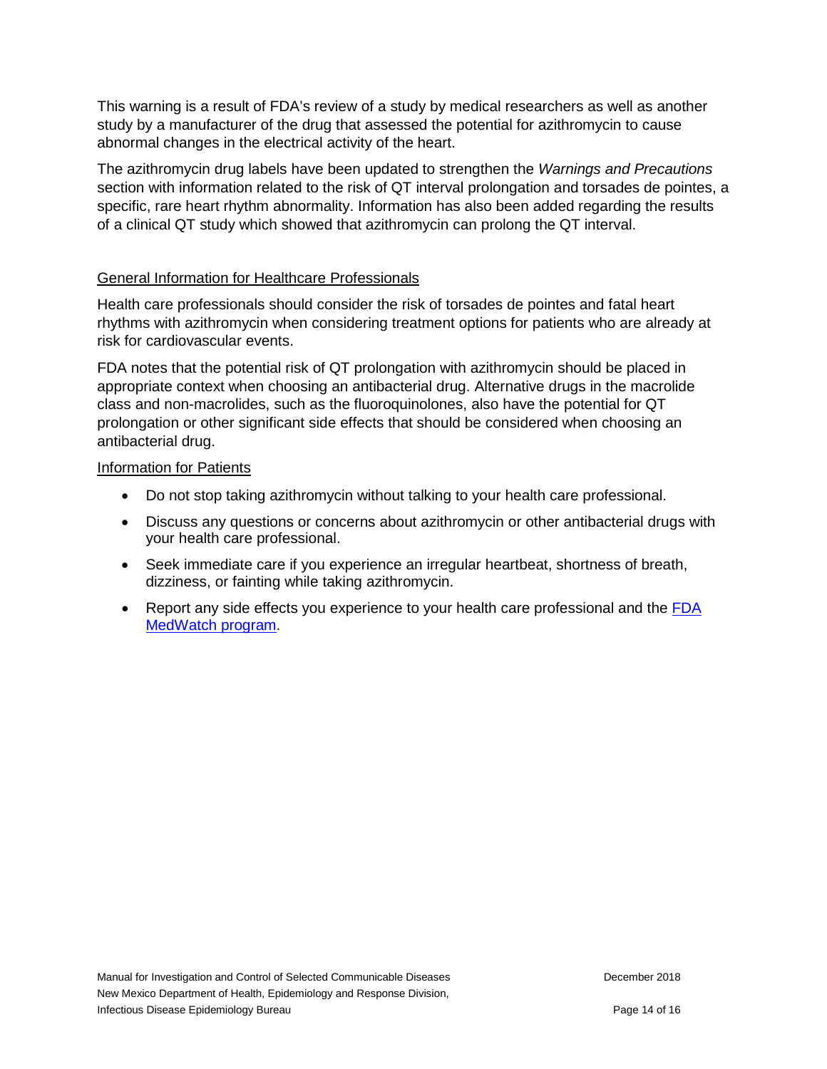This warning is a result of FDA's review of a study by medical researchers as well as another study by a manufacturer of the drug that assessed the potential for azithromycin to cause abnormal changes in the electrical activity of the heart.

The azithromycin drug labels have been updated to strengthen the *Warnings and Precautions* section with information related to the risk of QT interval prolongation and torsades de pointes, a specific, rare heart rhythm abnormality. Information has also been added regarding the results of a clinical QT study which showed that azithromycin can prolong the QT interval.

General Information for Healthcare Professionals

Health care professionals should consider the risk of torsades de pointes and fatal heart rhythms with azithromycin when considering treatment options for patients who are already at risk for cardiovascular events.

FDA notes that the potential risk of QT prolongation with azithromycin should be placed in appropriate context when choosing an antibacterial drug. Alternative drugs in the macrolide class and non-macrolides, such as the fluoroquinolones, also have the potential for QT prolongation or other significant side effects that should be considered when choosing an antibacterial drug.

Information for Patients

- Do not stop taking azithromycin without talking to your health care professional.
- Discuss any questions or concerns about azithromycin or other antibacterial drugs with your health care professional.
- Seek immediate care if you experience an irregular heartbeat, shortness of breath, dizziness, or fainting while taking azithromycin.
- Report any side effects you experience to your health care professional and the FDA MedWatch program.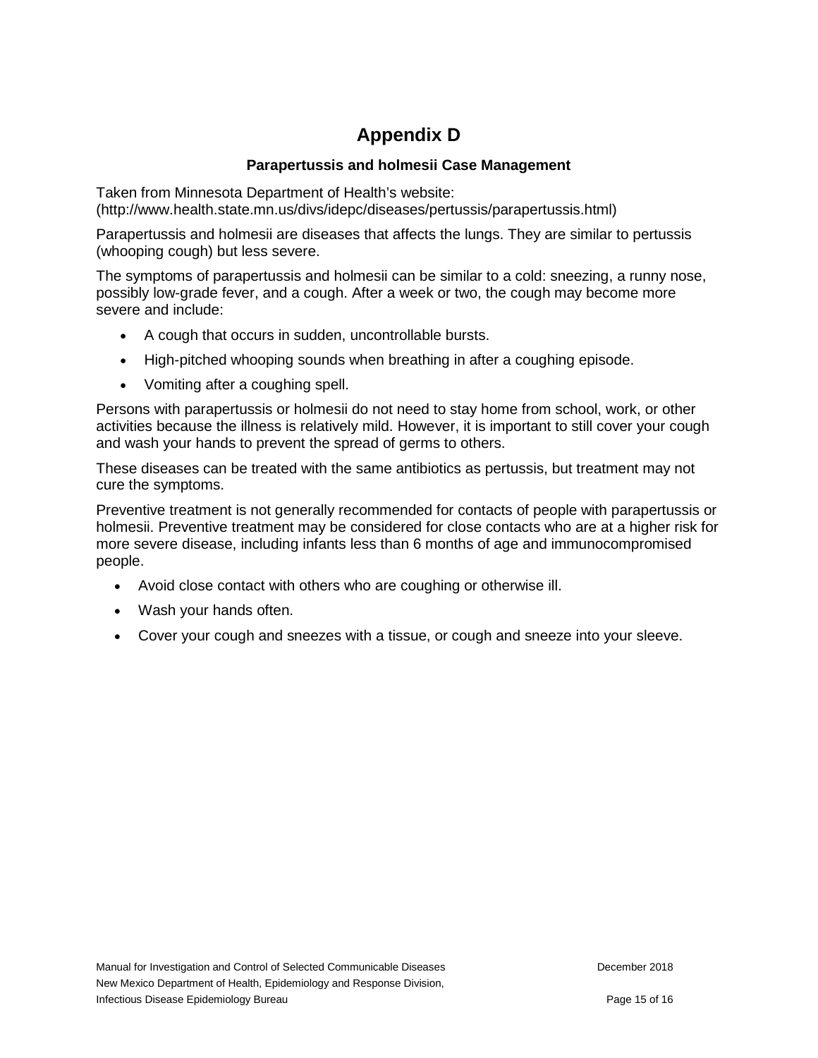# Appendix D

### Parapertussis and holmesii Case Management

Taken from Minnesota Department of Health's website:
(http://www.health.state.mn.us/divs/idepc/diseases/pertussis/parapertussis.html)

Parapertussis and holmesii are diseases that affects the lungs. They are similar to pertussis (whooping cough) but less severe.

The symptoms of parapertussis and holmesii can be similar to a cold: sneezing, a runny nose, possibly low-grade fever, and a cough. After a week or two, the cough may become more severe and include:

- A cough that occurs in sudden, uncontrollable bursts.
- High-pitched whooping sounds when breathing in after a coughing episode.
- Vomiting after a coughing spell.

Persons with parapertussis or holmesii do not need to stay home from school, work, or other activities because the illness is relatively mild. However, it is important to still cover your cough and wash your hands to prevent the spread of germs to others.

These diseases can be treated with the same antibiotics as pertussis, but treatment may not cure the symptoms.

Preventive treatment is not generally recommended for contacts of people with parapertussis or holmesii. Preventive treatment may be considered for close contacts who are at a higher risk for more severe disease, including infants less than 6 months of age and immunocompromised people.

- Avoid close contact with others who are coughing or otherwise ill.
- Wash your hands often.
- Cover your cough and sneezes with a tissue, or cough and sneeze into your sleeve.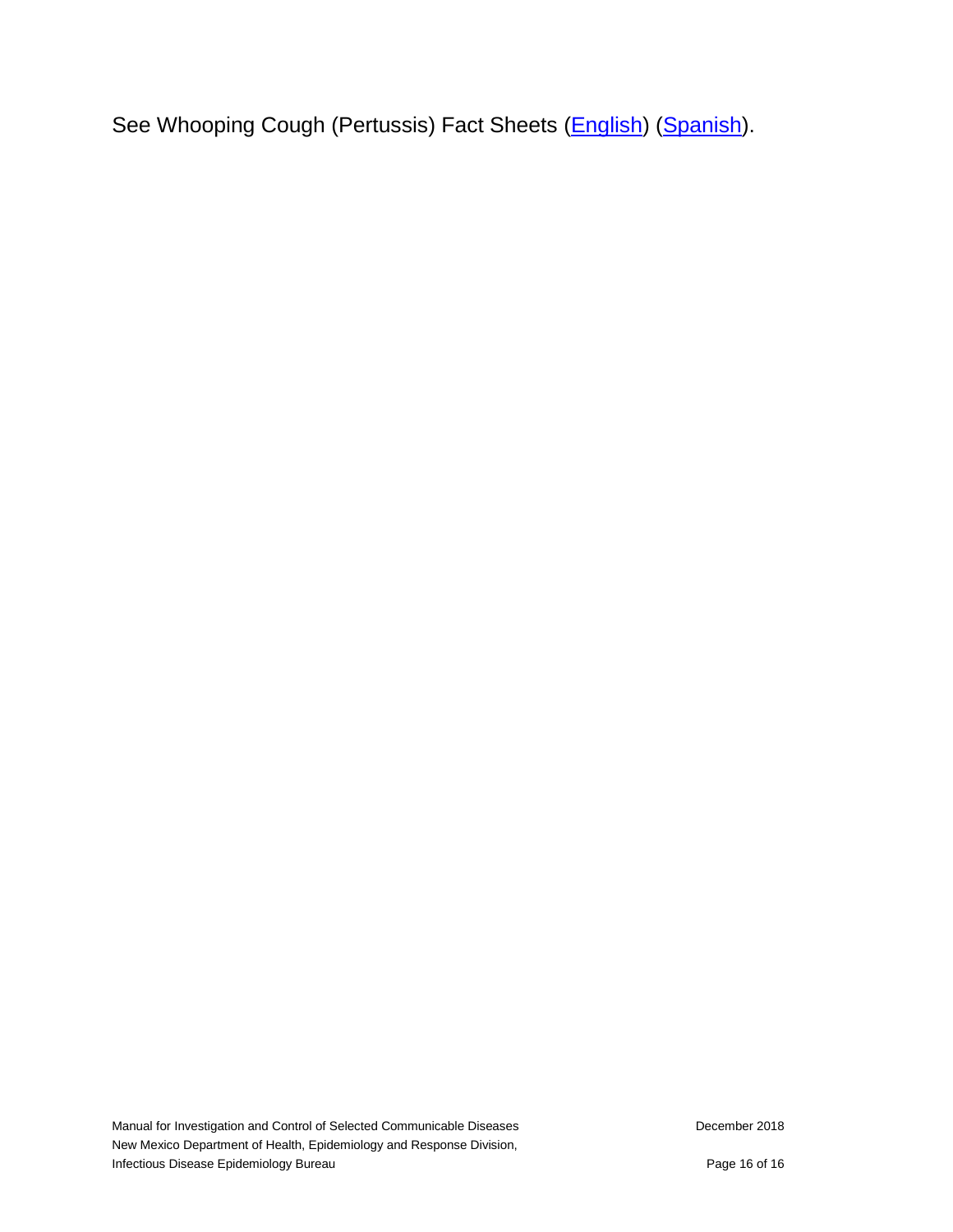See Whooping Cough (Pertussis) Fact Sheets (English) (Spanish).